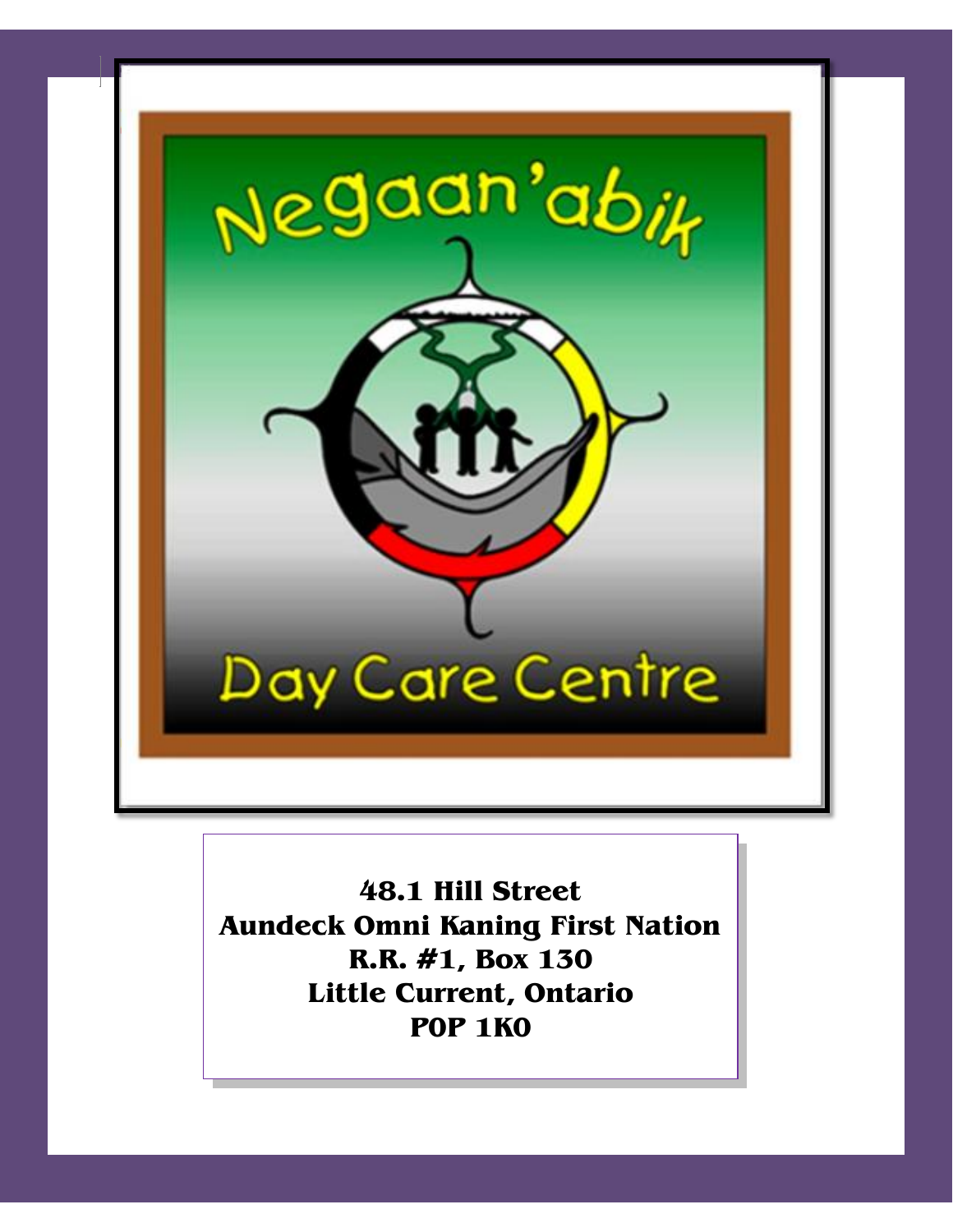# Negaan'abik Day Care Centre

**48.1 Hill Street**
**Aundeck Omni Kaning First Nation**
**R.R. #1, Box 130**
**Little Current, Ontario**
**P0P 1K0**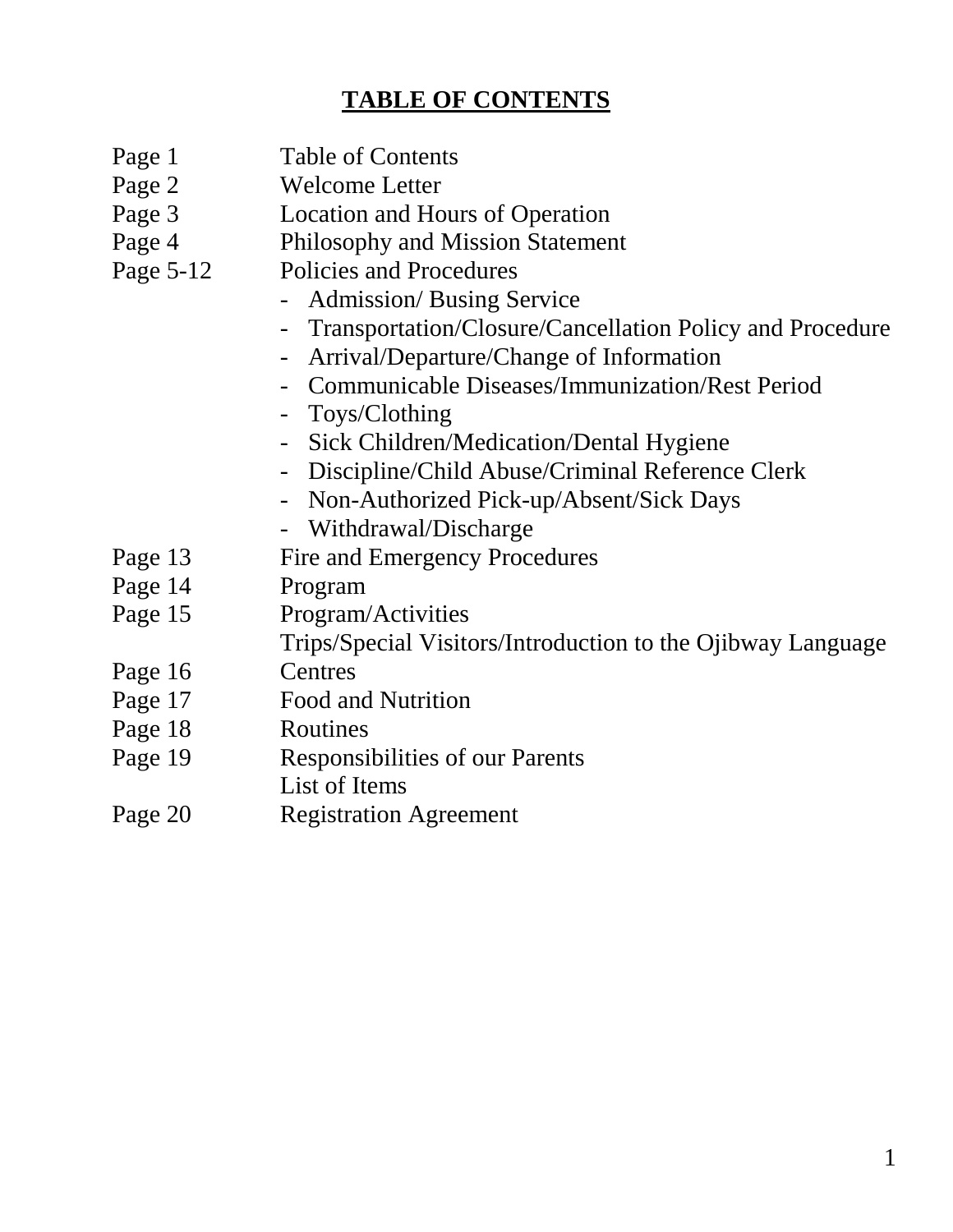# TABLE OF CONTENTS

| | |
|---|---|
| Page 1 | Table of Contents |
| Page 2 | Welcome Letter |
| Page 3 | Location and Hours of Operation |
| Page 4 | Philosophy and Mission Statement |
| Page 5-12 | Policies and Procedures |
| | - Admission/ Busing Service |
| | - Transportation/Closure/Cancellation Policy and Procedure |
| | - Arrival/Departure/Change of Information |
| | - Communicable Diseases/Immunization/Rest Period |
| | - Toys/Clothing |
| | - Sick Children/Medication/Dental Hygiene |
| | - Discipline/Child Abuse/Criminal Reference Clerk |
| | - Non-Authorized Pick-up/Absent/Sick Days |
| | - Withdrawal/Discharge |
| Page 13 | Fire and Emergency Procedures |
| Page 14 | Program |
| Page 15 | Program/Activities |
| | Trips/Special Visitors/Introduction to the Ojibway Language |
| Page 16 | Centres |
| Page 17 | Food and Nutrition |
| Page 18 | Routines |
| Page 19 | Responsibilities of our Parents |
| | List of Items |
| Page 20 | Registration Agreement |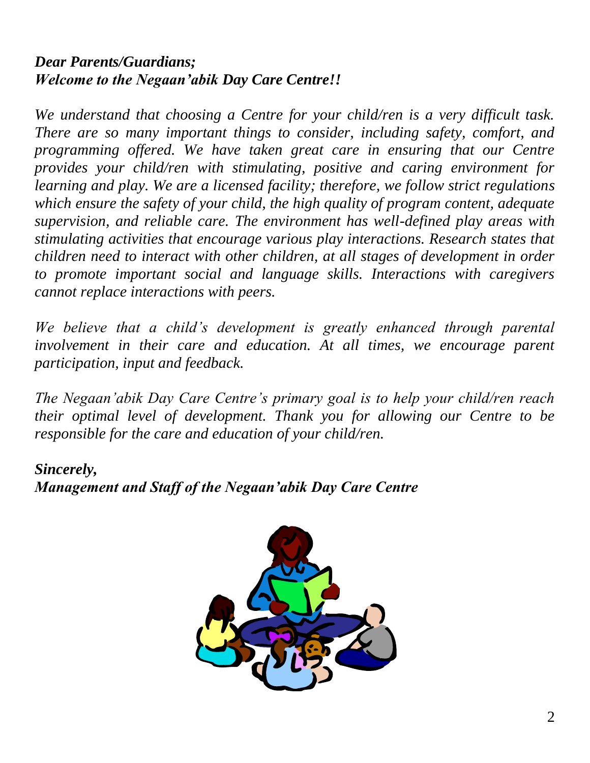***Dear Parents/Guardians;***
***Welcome to the Negaan'abik Day Care Centre!!***

*We understand that choosing a Centre for your child/ren is a very difficult task. There are so many important things to consider, including safety, comfort, and programming offered. We have taken great care in ensuring that our Centre provides your child/ren with stimulating, positive and caring environment for learning and play. We are a licensed facility; therefore, we follow strict regulations which ensure the safety of your child, the high quality of program content, adequate supervision, and reliable care. The environment has well-defined play areas with stimulating activities that encourage various play interactions. Research states that children need to interact with other children, at all stages of development in order to promote important social and language skills. Interactions with caregivers cannot replace interactions with peers.*

*We believe that a child's development is greatly enhanced through parental involvement in their care and education. At all times, we encourage parent participation, input and feedback.*

*The Negaan'abik Day Care Centre's primary goal is to help your child/ren reach their optimal level of development. Thank you for allowing our Centre to be responsible for the care and education of your child/ren.*

***Sincerely,***
***Management and Staff of the Negaan'abik Day Care Centre***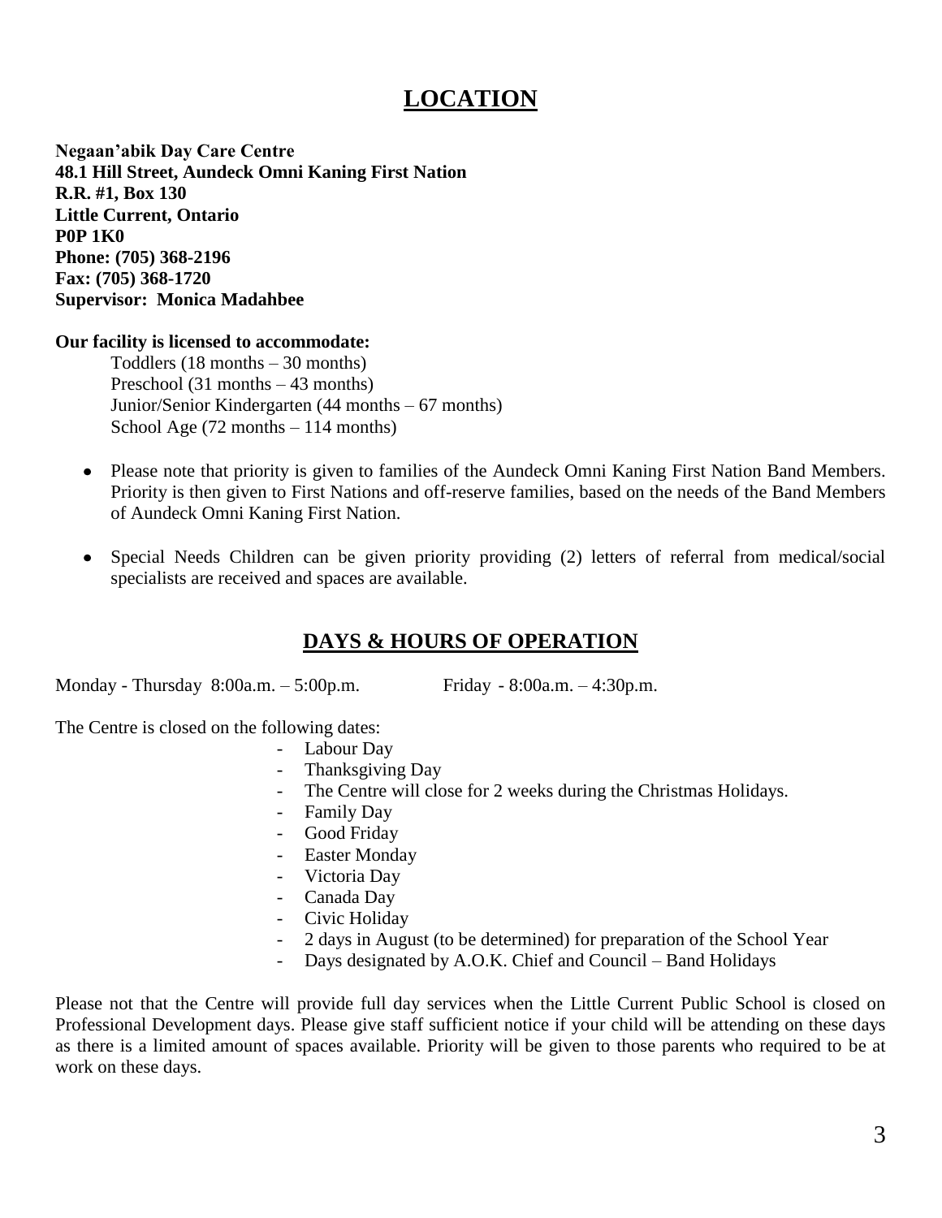# LOCATION

**Negaan'abik Day Care Centre**
**48.1 Hill Street, Aundeck Omni Kaning First Nation**
**R.R. #1, Box 130**
**Little Current, Ontario**
**P0P 1K0**
**Phone: (705) 368-2196**
**Fax: (705) 368-1720**
**Supervisor: Monica Madahbee**

**Our facility is licensed to accommodate:**

Toddlers (18 months – 30 months)
Preschool (31 months – 43 months)
Junior/Senior Kindergarten (44 months – 67 months)
School Age (72 months – 114 months)

- Please note that priority is given to families of the Aundeck Omni Kaning First Nation Band Members. Priority is then given to First Nations and off-reserve families, based on the needs of the Band Members of Aundeck Omni Kaning First Nation.
- Special Needs Children can be given priority providing (2) letters of referral from medical/social specialists are received and spaces are available.

# DAYS & HOURS OF OPERATION

Monday - Thursday 8:00a.m. – 5:00p.m.     Friday - 8:00a.m. – 4:30p.m.

The Centre is closed on the following dates:

- Labour Day
- Thanksgiving Day
- The Centre will close for 2 weeks during the Christmas Holidays.
- Family Day
- Good Friday
- Easter Monday
- Victoria Day
- Canada Day
- Civic Holiday
- 2 days in August (to be determined) for preparation of the School Year
- Days designated by A.O.K. Chief and Council – Band Holidays

Please not that the Centre will provide full day services when the Little Current Public School is closed on Professional Development days. Please give staff sufficient notice if your child will be attending on these days as there is a limited amount of spaces available. Priority will be given to those parents who required to be at work on these days.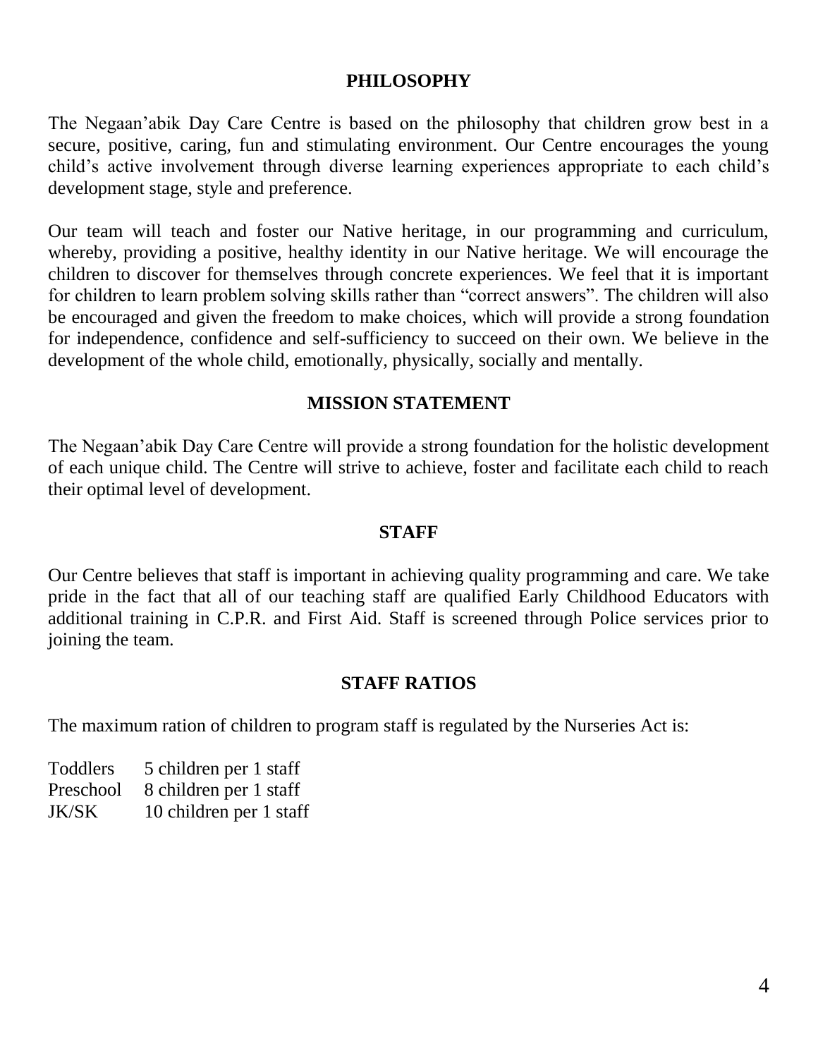## PHILOSOPHY

The Negaan'abik Day Care Centre is based on the philosophy that children grow best in a secure, positive, caring, fun and stimulating environment. Our Centre encourages the young child's active involvement through diverse learning experiences appropriate to each child's development stage, style and preference.

Our team will teach and foster our Native heritage, in our programming and curriculum, whereby, providing a positive, healthy identity in our Native heritage. We will encourage the children to discover for themselves through concrete experiences. We feel that it is important for children to learn problem solving skills rather than "correct answers". The children will also be encouraged and given the freedom to make choices, which will provide a strong foundation for independence, confidence and self-sufficiency to succeed on their own. We believe in the development of the whole child, emotionally, physically, socially and mentally.

## MISSION STATEMENT

The Negaan'abik Day Care Centre will provide a strong foundation for the holistic development of each unique child. The Centre will strive to achieve, foster and facilitate each child to reach their optimal level of development.

## STAFF

Our Centre believes that staff is important in achieving quality programming and care. We take pride in the fact that all of our teaching staff are qualified Early Childhood Educators with additional training in C.P.R. and First Aid. Staff is screened through Police services prior to joining the team.

## STAFF RATIOS

The maximum ration of children to program staff is regulated by the Nurseries Act is:

| | |
|---|---|
| Toddlers | 5 children per 1 staff |
| Preschool | 8 children per 1 staff |
| JK/SK | 10 children per 1 staff |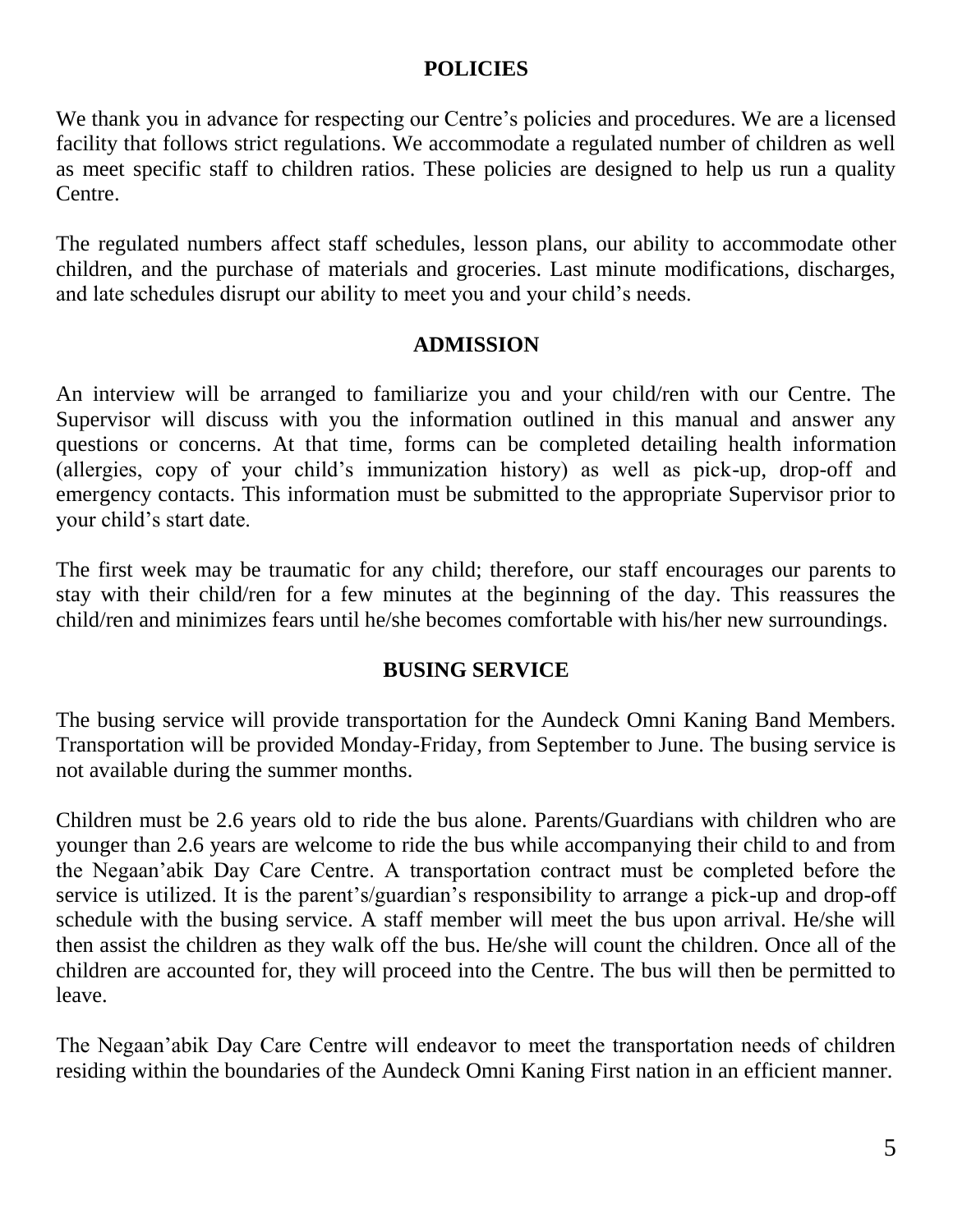## POLICIES

We thank you in advance for respecting our Centre's policies and procedures. We are a licensed facility that follows strict regulations. We accommodate a regulated number of children as well as meet specific staff to children ratios. These policies are designed to help us run a quality Centre.

The regulated numbers affect staff schedules, lesson plans, our ability to accommodate other children, and the purchase of materials and groceries. Last minute modifications, discharges, and late schedules disrupt our ability to meet you and your child's needs.

## ADMISSION

An interview will be arranged to familiarize you and your child/ren with our Centre. The Supervisor will discuss with you the information outlined in this manual and answer any questions or concerns. At that time, forms can be completed detailing health information (allergies, copy of your child's immunization history) as well as pick-up, drop-off and emergency contacts. This information must be submitted to the appropriate Supervisor prior to your child's start date.

The first week may be traumatic for any child; therefore, our staff encourages our parents to stay with their child/ren for a few minutes at the beginning of the day. This reassures the child/ren and minimizes fears until he/she becomes comfortable with his/her new surroundings.

## BUSING SERVICE

The busing service will provide transportation for the Aundeck Omni Kaning Band Members. Transportation will be provided Monday-Friday, from September to June. The busing service is not available during the summer months.

Children must be 2.6 years old to ride the bus alone. Parents/Guardians with children who are younger than 2.6 years are welcome to ride the bus while accompanying their child to and from the Negaan'abik Day Care Centre. A transportation contract must be completed before the service is utilized. It is the parent's/guardian's responsibility to arrange a pick-up and drop-off schedule with the busing service. A staff member will meet the bus upon arrival. He/she will then assist the children as they walk off the bus. He/she will count the children. Once all of the children are accounted for, they will proceed into the Centre. The bus will then be permitted to leave.

The Negaan'abik Day Care Centre will endeavor to meet the transportation needs of children residing within the boundaries of the Aundeck Omni Kaning First nation in an efficient manner.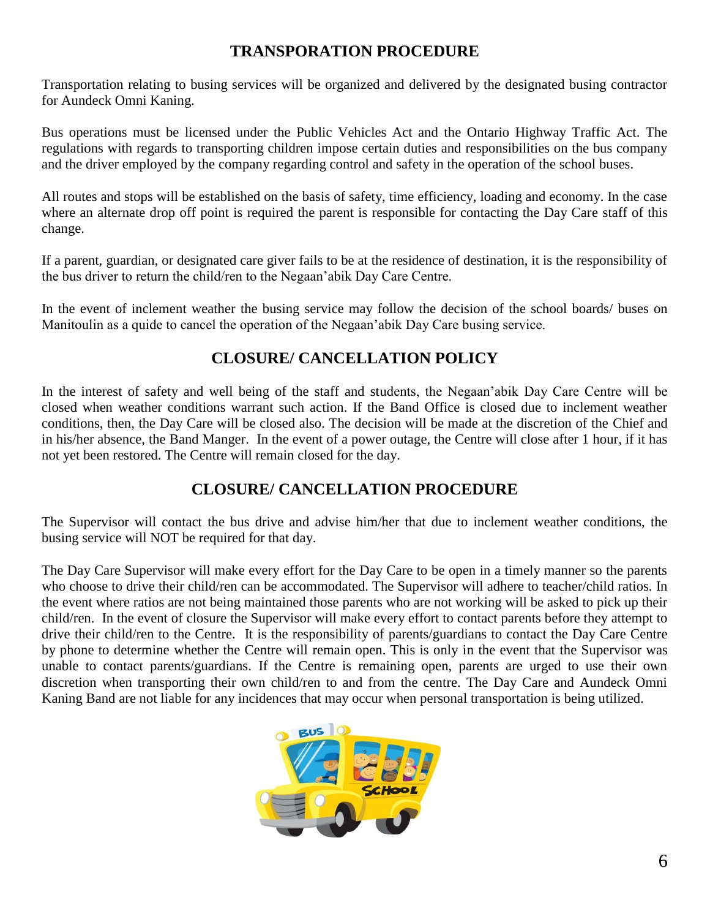## TRANSPORATION PROCEDURE

Transportation relating to busing services will be organized and delivered by the designated busing contractor for Aundeck Omni Kaning.

Bus operations must be licensed under the Public Vehicles Act and the Ontario Highway Traffic Act. The regulations with regards to transporting children impose certain duties and responsibilities on the bus company and the driver employed by the company regarding control and safety in the operation of the school buses.

All routes and stops will be established on the basis of safety, time efficiency, loading and economy. In the case where an alternate drop off point is required the parent is responsible for contacting the Day Care staff of this change.

If a parent, guardian, or designated care giver fails to be at the residence of destination, it is the responsibility of the bus driver to return the child/ren to the Negaan'abik Day Care Centre.

In the event of inclement weather the busing service may follow the decision of the school boards/ buses on Manitoulin as a quide to cancel the operation of the Negaan'abik Day Care busing service.

## CLOSURE/ CANCELLATION POLICY

In the interest of safety and well being of the staff and students, the Negaan'abik Day Care Centre will be closed when weather conditions warrant such action. If the Band Office is closed due to inclement weather conditions, then, the Day Care will be closed also. The decision will be made at the discretion of the Chief and in his/her absence, the Band Manger. In the event of a power outage, the Centre will close after 1 hour, if it has not yet been restored. The Centre will remain closed for the day.

## CLOSURE/ CANCELLATION PROCEDURE

The Supervisor will contact the bus drive and advise him/her that due to inclement weather conditions, the busing service will NOT be required for that day.

The Day Care Supervisor will make every effort for the Day Care to be open in a timely manner so the parents who choose to drive their child/ren can be accommodated. The Supervisor will adhere to teacher/child ratios. In the event where ratios are not being maintained those parents who are not working will be asked to pick up their child/ren. In the event of closure the Supervisor will make every effort to contact parents before they attempt to drive their child/ren to the Centre. It is the responsibility of parents/guardians to contact the Day Care Centre by phone to determine whether the Centre will remain open. This is only in the event that the Supervisor was unable to contact parents/guardians. If the Centre is remaining open, parents are urged to use their own discretion when transporting their own child/ren to and from the centre. The Day Care and Aundeck Omni Kaning Band are not liable for any incidences that may occur when personal transportation is being utilized.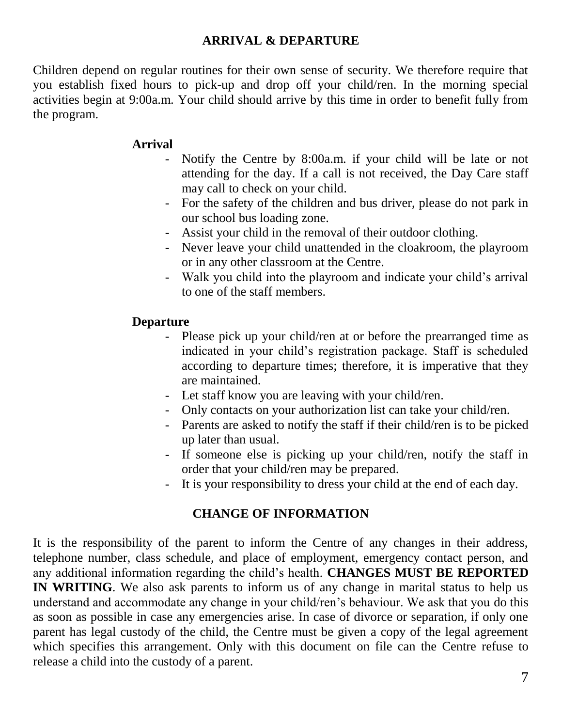## ARRIVAL & DEPARTURE

Children depend on regular routines for their own sense of security. We therefore require that you establish fixed hours to pick-up and drop off your child/ren. In the morning special activities begin at 9:00a.m. Your child should arrive by this time in order to benefit fully from the program.

### Arrival

- Notify the Centre by 8:00a.m. if your child will be late or not attending for the day. If a call is not received, the Day Care staff may call to check on your child.
- For the safety of the children and bus driver, please do not park in our school bus loading zone.
- Assist your child in the removal of their outdoor clothing.
- Never leave your child unattended in the cloakroom, the playroom or in any other classroom at the Centre.
- Walk you child into the playroom and indicate your child's arrival to one of the staff members.

### Departure

- Please pick up your child/ren at or before the prearranged time as indicated in your child's registration package. Staff is scheduled according to departure times; therefore, it is imperative that they are maintained.
- Let staff know you are leaving with your child/ren.
- Only contacts on your authorization list can take your child/ren.
- Parents are asked to notify the staff if their child/ren is to be picked up later than usual.
- If someone else is picking up your child/ren, notify the staff in order that your child/ren may be prepared.
- It is your responsibility to dress your child at the end of each day.

## CHANGE OF INFORMATION

It is the responsibility of the parent to inform the Centre of any changes in their address, telephone number, class schedule, and place of employment, emergency contact person, and any additional information regarding the child's health. **CHANGES MUST BE REPORTED IN WRITING**. We also ask parents to inform us of any change in marital status to help us understand and accommodate any change in your child/ren's behaviour. We ask that you do this as soon as possible in case any emergencies arise. In case of divorce or separation, if only one parent has legal custody of the child, the Centre must be given a copy of the legal agreement which specifies this arrangement. Only with this document on file can the Centre refuse to release a child into the custody of a parent.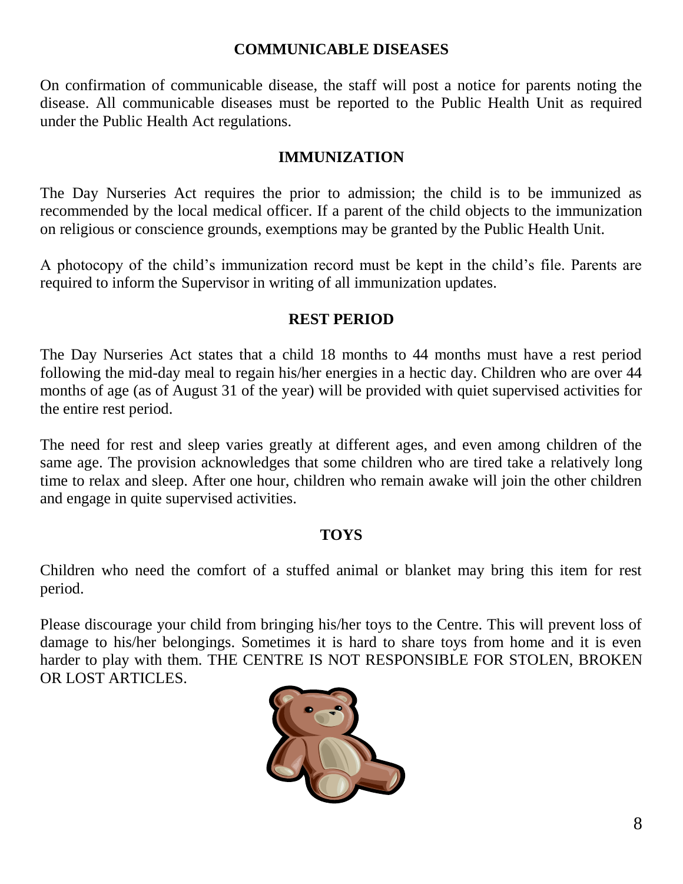## COMMUNICABLE DISEASES

On confirmation of communicable disease, the staff will post a notice for parents noting the disease. All communicable diseases must be reported to the Public Health Unit as required under the Public Health Act regulations.

## IMMUNIZATION

The Day Nurseries Act requires the prior to admission; the child is to be immunized as recommended by the local medical officer. If a parent of the child objects to the immunization on religious or conscience grounds, exemptions may be granted by the Public Health Unit.

A photocopy of the child's immunization record must be kept in the child's file. Parents are required to inform the Supervisor in writing of all immunization updates.

## REST PERIOD

The Day Nurseries Act states that a child 18 months to 44 months must have a rest period following the mid-day meal to regain his/her energies in a hectic day. Children who are over 44 months of age (as of August 31 of the year) will be provided with quiet supervised activities for the entire rest period.

The need for rest and sleep varies greatly at different ages, and even among children of the same age. The provision acknowledges that some children who are tired take a relatively long time to relax and sleep. After one hour, children who remain awake will join the other children and engage in quite supervised activities.

## TOYS

Children who need the comfort of a stuffed animal or blanket may bring this item for rest period.

Please discourage your child from bringing his/her toys to the Centre. This will prevent loss of damage to his/her belongings. Sometimes it is hard to share toys from home and it is even harder to play with them. THE CENTRE IS NOT RESPONSIBLE FOR STOLEN, BROKEN OR LOST ARTICLES.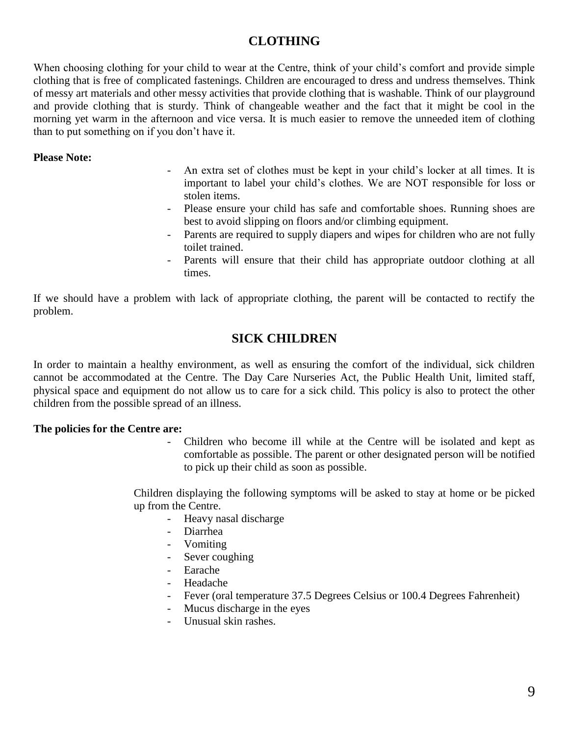## CLOTHING

When choosing clothing for your child to wear at the Centre, think of your child's comfort and provide simple clothing that is free of complicated fastenings. Children are encouraged to dress and undress themselves. Think of messy art materials and other messy activities that provide clothing that is washable. Think of our playground and provide clothing that is sturdy. Think of changeable weather and the fact that it might be cool in the morning yet warm in the afternoon and vice versa. It is much easier to remove the unneeded item of clothing than to put something on if you don't have it.

**Please Note:**

- An extra set of clothes must be kept in your child's locker at all times. It is important to label your child's clothes. We are NOT responsible for loss or stolen items.
- Please ensure your child has safe and comfortable shoes. Running shoes are best to avoid slipping on floors and/or climbing equipment.
- Parents are required to supply diapers and wipes for children who are not fully toilet trained.
- Parents will ensure that their child has appropriate outdoor clothing at all times.

If we should have a problem with lack of appropriate clothing, the parent will be contacted to rectify the problem.

## SICK CHILDREN

In order to maintain a healthy environment, as well as ensuring the comfort of the individual, sick children cannot be accommodated at the Centre. The Day Care Nurseries Act, the Public Health Unit, limited staff, physical space and equipment do not allow us to care for a sick child. This policy is also to protect the other children from the possible spread of an illness.

**The policies for the Centre are:**

- Children who become ill while at the Centre will be isolated and kept as comfortable as possible. The parent or other designated person will be notified to pick up their child as soon as possible.

Children displaying the following symptoms will be asked to stay at home or be picked up from the Centre.

- Heavy nasal discharge
- Diarrhea
- Vomiting
- Sever coughing
- Earache
- Headache
- Fever (oral temperature 37.5 Degrees Celsius or 100.4 Degrees Fahrenheit)
- Mucus discharge in the eyes
- Unusual skin rashes.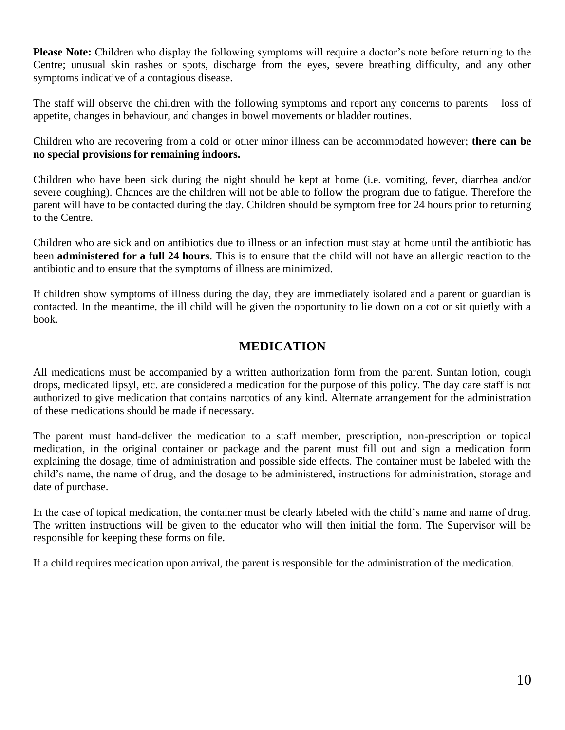**Please Note:** Children who display the following symptoms will require a doctor's note before returning to the Centre; unusual skin rashes or spots, discharge from the eyes, severe breathing difficulty, and any other symptoms indicative of a contagious disease.

The staff will observe the children with the following symptoms and report any concerns to parents – loss of appetite, changes in behaviour, and changes in bowel movements or bladder routines.

Children who are recovering from a cold or other minor illness can be accommodated however; **there can be no special provisions for remaining indoors.**

Children who have been sick during the night should be kept at home (i.e. vomiting, fever, diarrhea and/or severe coughing). Chances are the children will not be able to follow the program due to fatigue. Therefore the parent will have to be contacted during the day. Children should be symptom free for 24 hours prior to returning to the Centre.

Children who are sick and on antibiotics due to illness or an infection must stay at home until the antibiotic has been **administered for a full 24 hours**. This is to ensure that the child will not have an allergic reaction to the antibiotic and to ensure that the symptoms of illness are minimized.

If children show symptoms of illness during the day, they are immediately isolated and a parent or guardian is contacted. In the meantime, the ill child will be given the opportunity to lie down on a cot or sit quietly with a book.

## MEDICATION

All medications must be accompanied by a written authorization form from the parent. Suntan lotion, cough drops, medicated lipsyl, etc. are considered a medication for the purpose of this policy. The day care staff is not authorized to give medication that contains narcotics of any kind. Alternate arrangement for the administration of these medications should be made if necessary.

The parent must hand-deliver the medication to a staff member, prescription, non-prescription or topical medication, in the original container or package and the parent must fill out and sign a medication form explaining the dosage, time of administration and possible side effects. The container must be labeled with the child's name, the name of drug, and the dosage to be administered, instructions for administration, storage and date of purchase.

In the case of topical medication, the container must be clearly labeled with the child's name and name of drug. The written instructions will be given to the educator who will then initial the form. The Supervisor will be responsible for keeping these forms on file.

If a child requires medication upon arrival, the parent is responsible for the administration of the medication.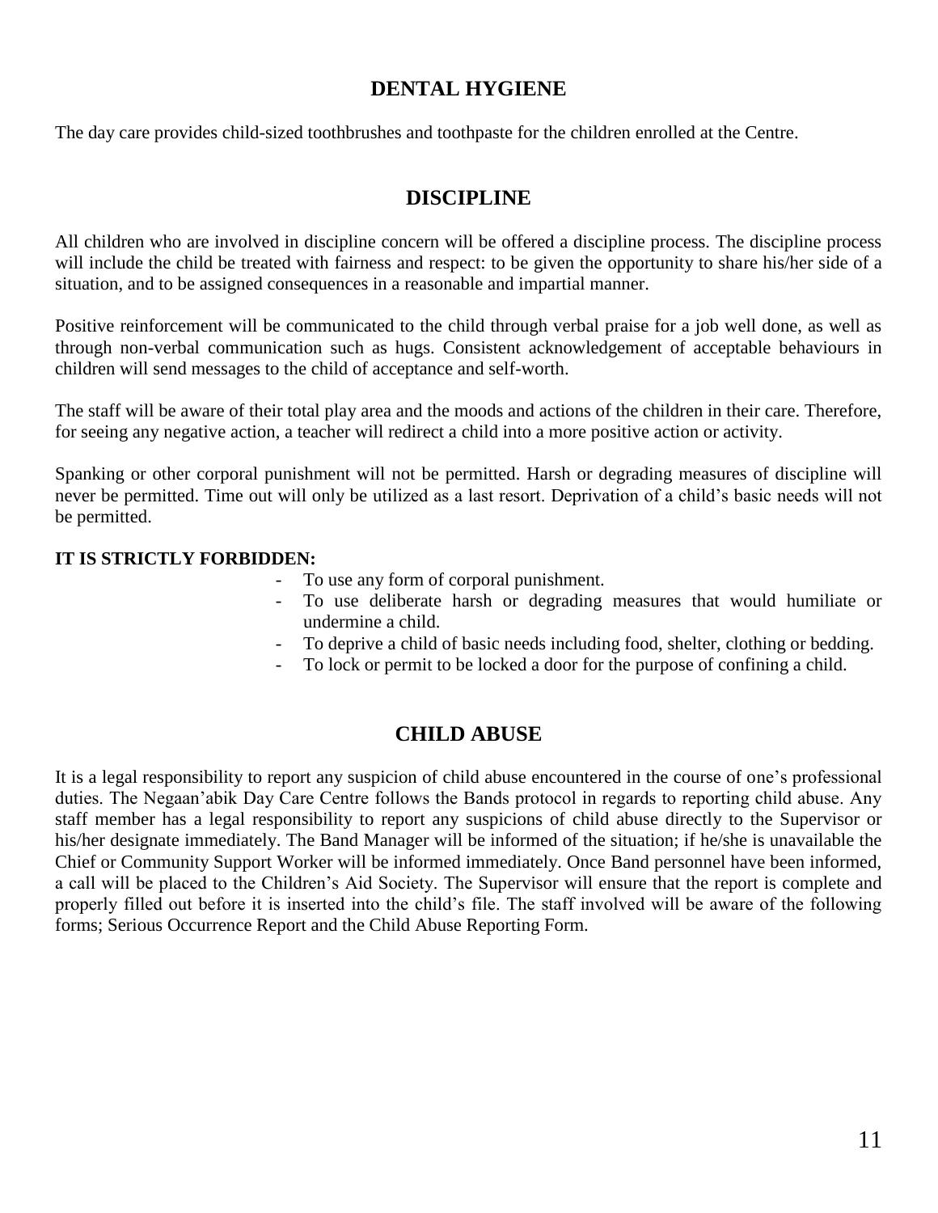## DENTAL HYGIENE

The day care provides child-sized toothbrushes and toothpaste for the children enrolled at the Centre.

## DISCIPLINE

All children who are involved in discipline concern will be offered a discipline process. The discipline process will include the child be treated with fairness and respect: to be given the opportunity to share his/her side of a situation, and to be assigned consequences in a reasonable and impartial manner.

Positive reinforcement will be communicated to the child through verbal praise for a job well done, as well as through non-verbal communication such as hugs. Consistent acknowledgement of acceptable behaviours in children will send messages to the child of acceptance and self-worth.

The staff will be aware of their total play area and the moods and actions of the children in their care. Therefore, for seeing any negative action, a teacher will redirect a child into a more positive action or activity.

Spanking or other corporal punishment will not be permitted. Harsh or degrading measures of discipline will never be permitted. Time out will only be utilized as a last resort. Deprivation of a child's basic needs will not be permitted.

**IT IS STRICTLY FORBIDDEN:**

- To use any form of corporal punishment.
- To use deliberate harsh or degrading measures that would humiliate or undermine a child.
- To deprive a child of basic needs including food, shelter, clothing or bedding.
- To lock or permit to be locked a door for the purpose of confining a child.

## CHILD ABUSE

It is a legal responsibility to report any suspicion of child abuse encountered in the course of one's professional duties. The Negaan'abik Day Care Centre follows the Bands protocol in regards to reporting child abuse. Any staff member has a legal responsibility to report any suspicions of child abuse directly to the Supervisor or his/her designate immediately. The Band Manager will be informed of the situation; if he/she is unavailable the Chief or Community Support Worker will be informed immediately. Once Band personnel have been informed, a call will be placed to the Children's Aid Society. The Supervisor will ensure that the report is complete and properly filled out before it is inserted into the child's file. The staff involved will be aware of the following forms; Serious Occurrence Report and the Child Abuse Reporting Form.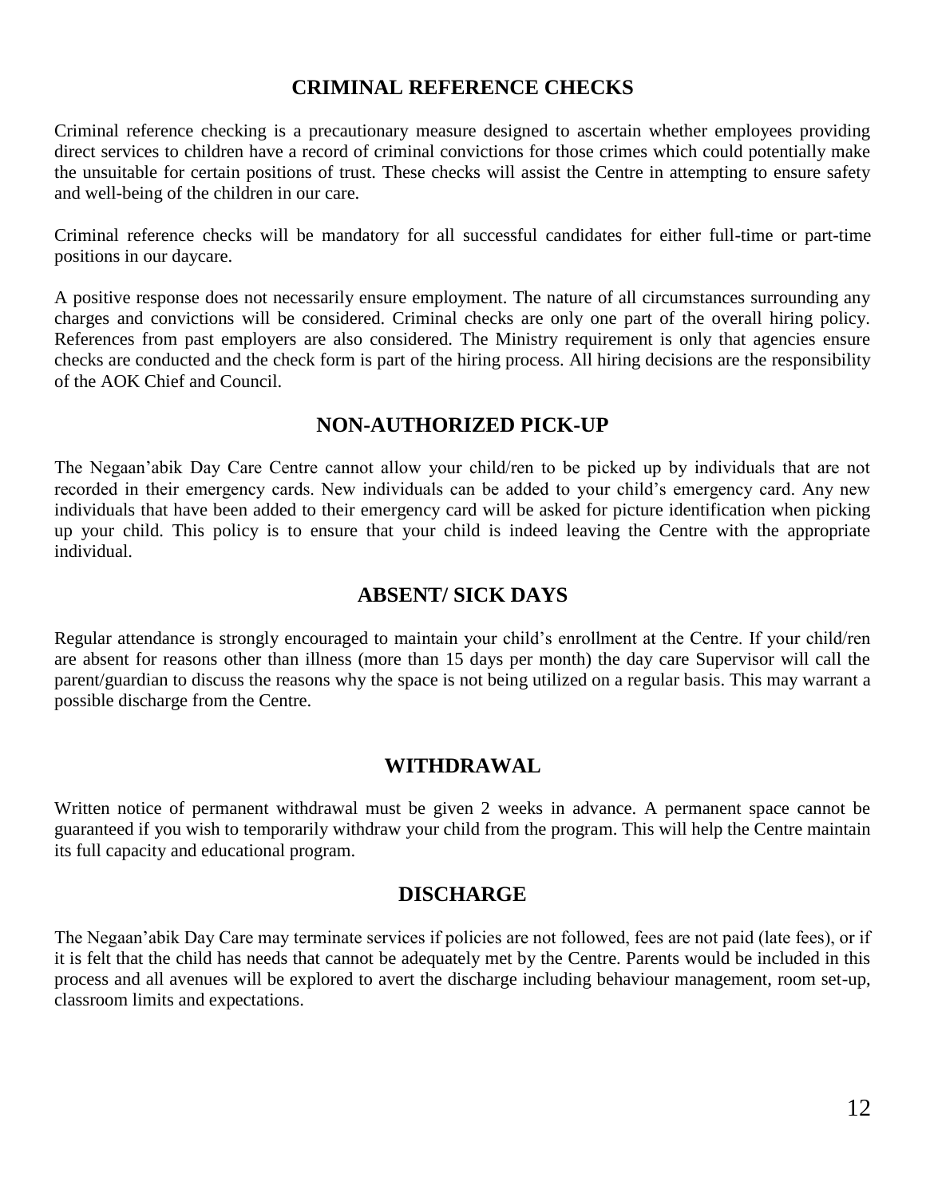## CRIMINAL REFERENCE CHECKS

Criminal reference checking is a precautionary measure designed to ascertain whether employees providing direct services to children have a record of criminal convictions for those crimes which could potentially make the unsuitable for certain positions of trust. These checks will assist the Centre in attempting to ensure safety and well-being of the children in our care.

Criminal reference checks will be mandatory for all successful candidates for either full-time or part-time positions in our daycare.

A positive response does not necessarily ensure employment. The nature of all circumstances surrounding any charges and convictions will be considered. Criminal checks are only one part of the overall hiring policy. References from past employers are also considered. The Ministry requirement is only that agencies ensure checks are conducted and the check form is part of the hiring process. All hiring decisions are the responsibility of the AOK Chief and Council.

## NON-AUTHORIZED PICK-UP

The Negaan'abik Day Care Centre cannot allow your child/ren to be picked up by individuals that are not recorded in their emergency cards. New individuals can be added to your child's emergency card. Any new individuals that have been added to their emergency card will be asked for picture identification when picking up your child. This policy is to ensure that your child is indeed leaving the Centre with the appropriate individual.

## ABSENT/ SICK DAYS

Regular attendance is strongly encouraged to maintain your child's enrollment at the Centre. If your child/ren are absent for reasons other than illness (more than 15 days per month) the day care Supervisor will call the parent/guardian to discuss the reasons why the space is not being utilized on a regular basis. This may warrant a possible discharge from the Centre.

## WITHDRAWAL

Written notice of permanent withdrawal must be given 2 weeks in advance. A permanent space cannot be guaranteed if you wish to temporarily withdraw your child from the program. This will help the Centre maintain its full capacity and educational program.

## DISCHARGE

The Negaan'abik Day Care may terminate services if policies are not followed, fees are not paid (late fees), or if it is felt that the child has needs that cannot be adequately met by the Centre. Parents would be included in this process and all avenues will be explored to avert the discharge including behaviour management, room set-up, classroom limits and expectations.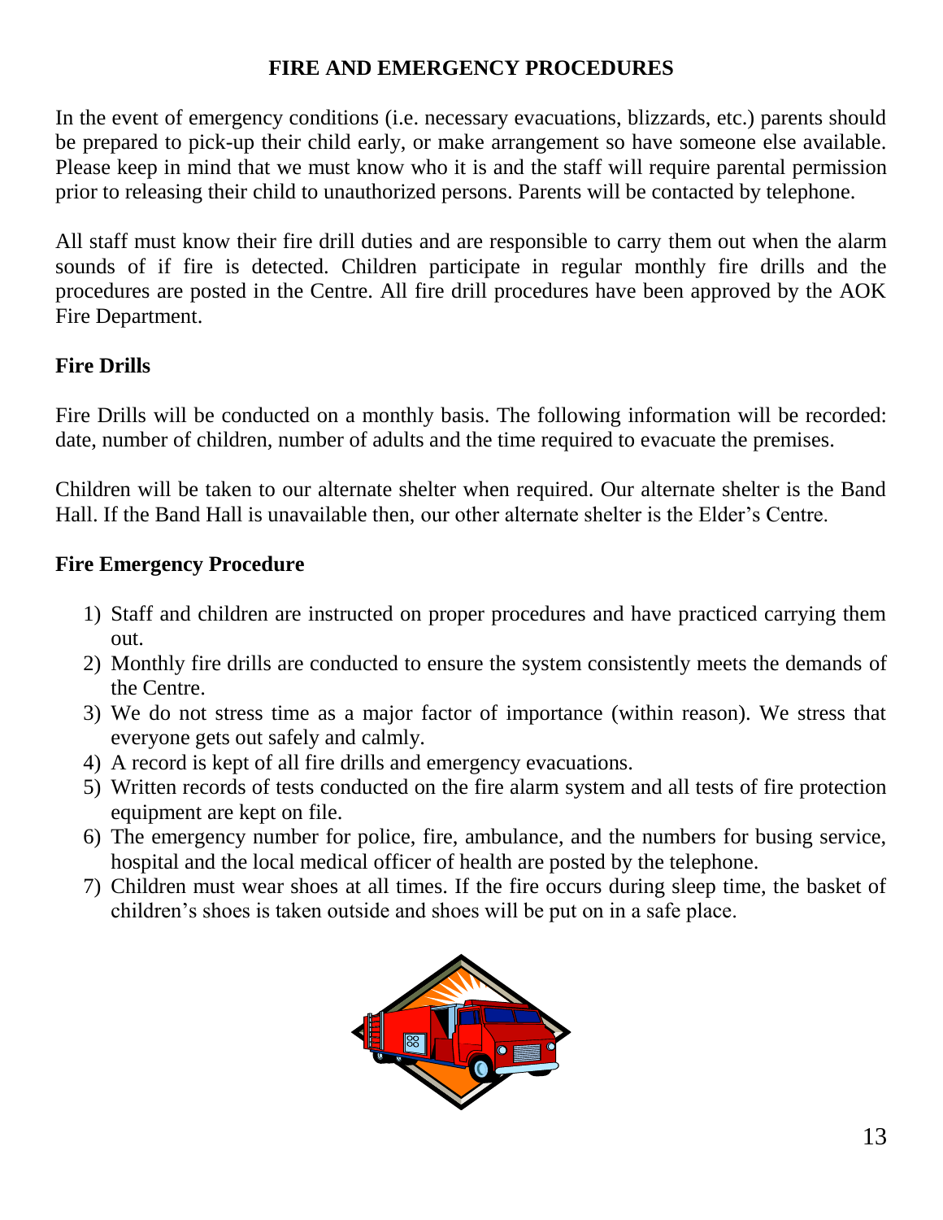## FIRE AND EMERGENCY PROCEDURES

In the event of emergency conditions (i.e. necessary evacuations, blizzards, etc.) parents should be prepared to pick-up their child early, or make arrangement so have someone else available. Please keep in mind that we must know who it is and the staff will require parental permission prior to releasing their child to unauthorized persons. Parents will be contacted by telephone.

All staff must know their fire drill duties and are responsible to carry them out when the alarm sounds of if fire is detected. Children participate in regular monthly fire drills and the procedures are posted in the Centre. All fire drill procedures have been approved by the AOK Fire Department.

### Fire Drills

Fire Drills will be conducted on a monthly basis. The following information will be recorded: date, number of children, number of adults and the time required to evacuate the premises.

Children will be taken to our alternate shelter when required. Our alternate shelter is the Band Hall. If the Band Hall is unavailable then, our other alternate shelter is the Elder's Centre.

### Fire Emergency Procedure

1) Staff and children are instructed on proper procedures and have practiced carrying them out.
2) Monthly fire drills are conducted to ensure the system consistently meets the demands of the Centre.
3) We do not stress time as a major factor of importance (within reason). We stress that everyone gets out safely and calmly.
4) A record is kept of all fire drills and emergency evacuations.
5) Written records of tests conducted on the fire alarm system and all tests of fire protection equipment are kept on file.
6) The emergency number for police, fire, ambulance, and the numbers for busing service, hospital and the local medical officer of health are posted by the telephone.
7) Children must wear shoes at all times. If the fire occurs during sleep time, the basket of children's shoes is taken outside and shoes will be put on in a safe place.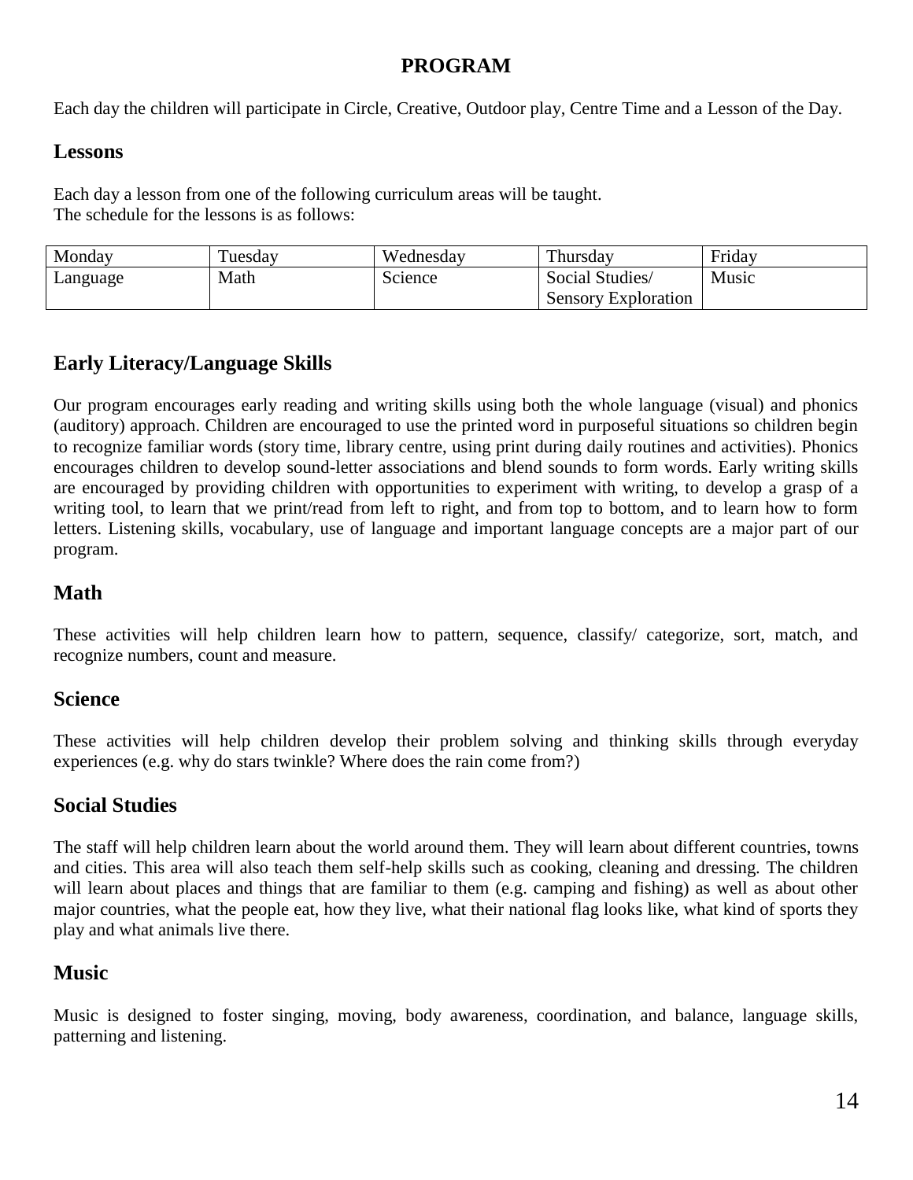# PROGRAM

Each day the children will participate in Circle, Creative, Outdoor play, Centre Time and a Lesson of the Day.

## Lessons

Each day a lesson from one of the following curriculum areas will be taught.
The schedule for the lessons is as follows:

| Monday | Tuesday | Wednesday | Thursday | Friday |
|---|---|---|---|---|
| Language | Math | Science | Social Studies/ Sensory Exploration | Music |

## Early Literacy/Language Skills

Our program encourages early reading and writing skills using both the whole language (visual) and phonics (auditory) approach. Children are encouraged to use the printed word in purposeful situations so children begin to recognize familiar words (story time, library centre, using print during daily routines and activities). Phonics encourages children to develop sound-letter associations and blend sounds to form words. Early writing skills are encouraged by providing children with opportunities to experiment with writing, to develop a grasp of a writing tool, to learn that we print/read from left to right, and from top to bottom, and to learn how to form letters. Listening skills, vocabulary, use of language and important language concepts are a major part of our program.

## Math

These activities will help children learn how to pattern, sequence, classify/ categorize, sort, match, and recognize numbers, count and measure.

## Science

These activities will help children develop their problem solving and thinking skills through everyday experiences (e.g. why do stars twinkle? Where does the rain come from?)

## Social Studies

The staff will help children learn about the world around them. They will learn about different countries, towns and cities. This area will also teach them self-help skills such as cooking, cleaning and dressing. The children will learn about places and things that are familiar to them (e.g. camping and fishing) as well as about other major countries, what the people eat, how they live, what their national flag looks like, what kind of sports they play and what animals live there.

## Music

Music is designed to foster singing, moving, body awareness, coordination, and balance, language skills, patterning and listening.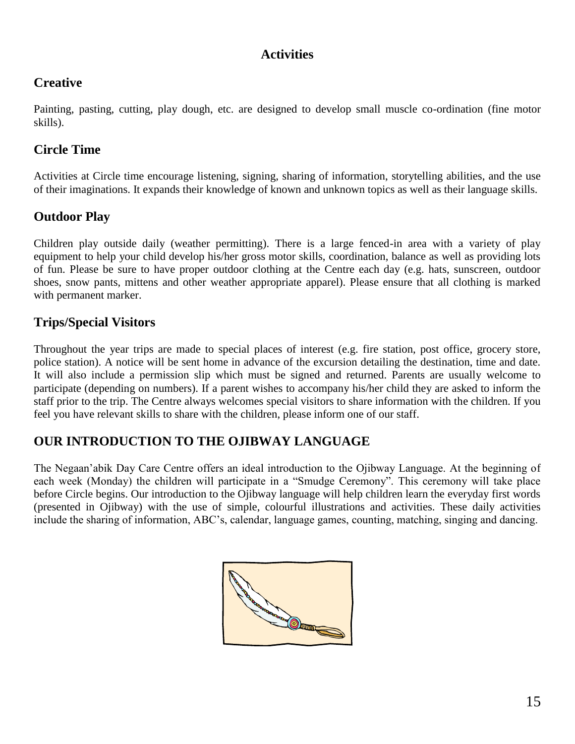# Activities

## Creative

Painting, pasting, cutting, play dough, etc. are designed to develop small muscle co-ordination (fine motor skills).

## Circle Time

Activities at Circle time encourage listening, signing, sharing of information, storytelling abilities, and the use of their imaginations. It expands their knowledge of known and unknown topics as well as their language skills.

## Outdoor Play

Children play outside daily (weather permitting). There is a large fenced-in area with a variety of play equipment to help your child develop his/her gross motor skills, coordination, balance as well as providing lots of fun. Please be sure to have proper outdoor clothing at the Centre each day (e.g. hats, sunscreen, outdoor shoes, snow pants, mittens and other weather appropriate apparel). Please ensure that all clothing is marked with permanent marker.

## Trips/Special Visitors

Throughout the year trips are made to special places of interest (e.g. fire station, post office, grocery store, police station). A notice will be sent home in advance of the excursion detailing the destination, time and date. It will also include a permission slip which must be signed and returned. Parents are usually welcome to participate (depending on numbers). If a parent wishes to accompany his/her child they are asked to inform the staff prior to the trip. The Centre always welcomes special visitors to share information with the children. If you feel you have relevant skills to share with the children, please inform one of our staff.

## OUR INTRODUCTION TO THE OJIBWAY LANGUAGE

The Negaan'abik Day Care Centre offers an ideal introduction to the Ojibway Language. At the beginning of each week (Monday) the children will participate in a "Smudge Ceremony". This ceremony will take place before Circle begins. Our introduction to the Ojibway language will help children learn the everyday first words (presented in Ojibway) with the use of simple, colourful illustrations and activities. These daily activities include the sharing of information, ABC's, calendar, language games, counting, matching, singing and dancing.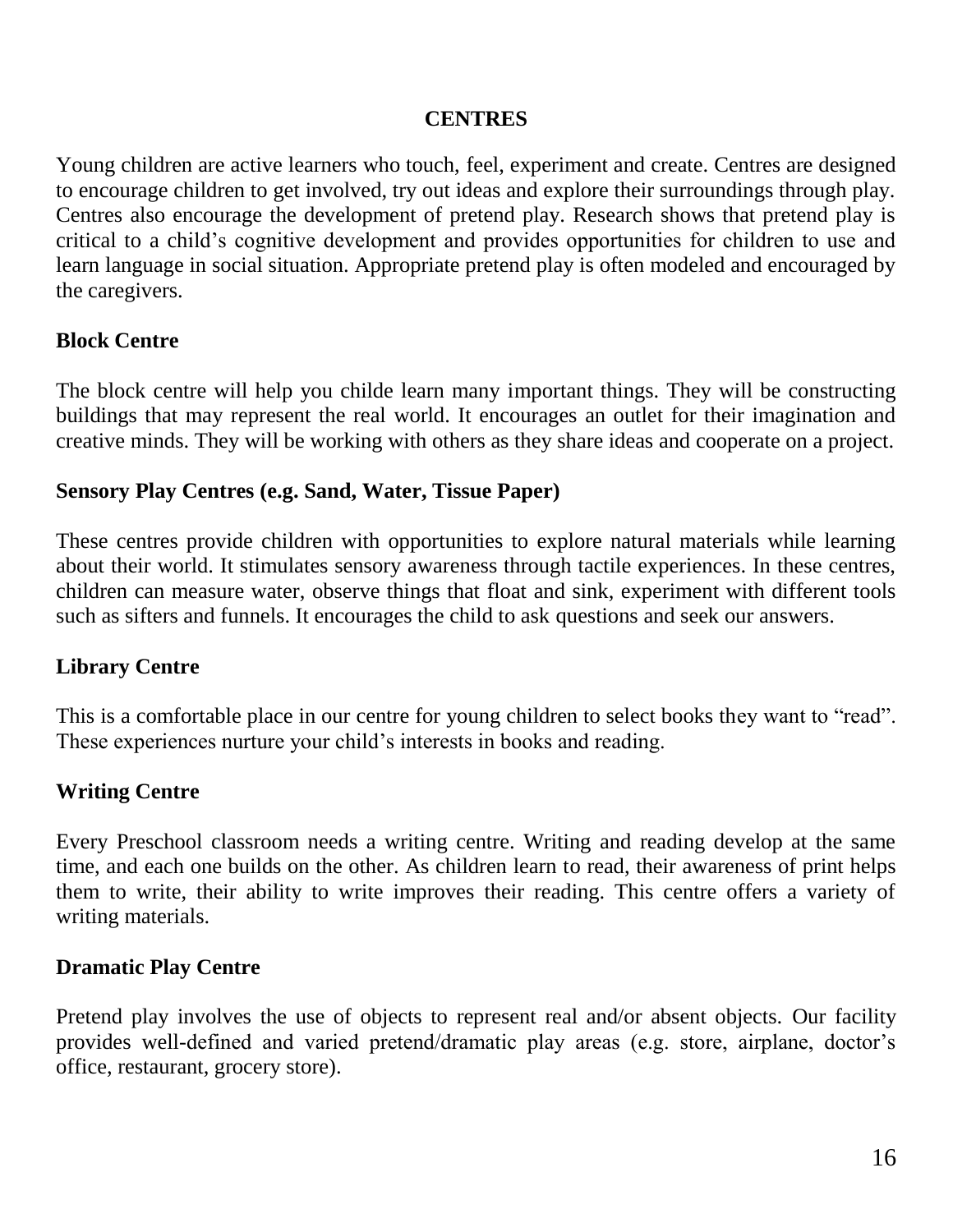# CENTRES

Young children are active learners who touch, feel, experiment and create. Centres are designed to encourage children to get involved, try out ideas and explore their surroundings through play. Centres also encourage the development of pretend play. Research shows that pretend play is critical to a child's cognitive development and provides opportunities for children to use and learn language in social situation. Appropriate pretend play is often modeled and encouraged by the caregivers.

## Block Centre

The block centre will help you childe learn many important things. They will be constructing buildings that may represent the real world. It encourages an outlet for their imagination and creative minds. They will be working with others as they share ideas and cooperate on a project.

## Sensory Play Centres (e.g. Sand, Water, Tissue Paper)

These centres provide children with opportunities to explore natural materials while learning about their world. It stimulates sensory awareness through tactile experiences. In these centres, children can measure water, observe things that float and sink, experiment with different tools such as sifters and funnels. It encourages the child to ask questions and seek our answers.

## Library Centre

This is a comfortable place in our centre for young children to select books they want to "read". These experiences nurture your child's interests in books and reading.

## Writing Centre

Every Preschool classroom needs a writing centre. Writing and reading develop at the same time, and each one builds on the other. As children learn to read, their awareness of print helps them to write, their ability to write improves their reading. This centre offers a variety of writing materials.

## Dramatic Play Centre

Pretend play involves the use of objects to represent real and/or absent objects. Our facility provides well-defined and varied pretend/dramatic play areas (e.g. store, airplane, doctor's office, restaurant, grocery store).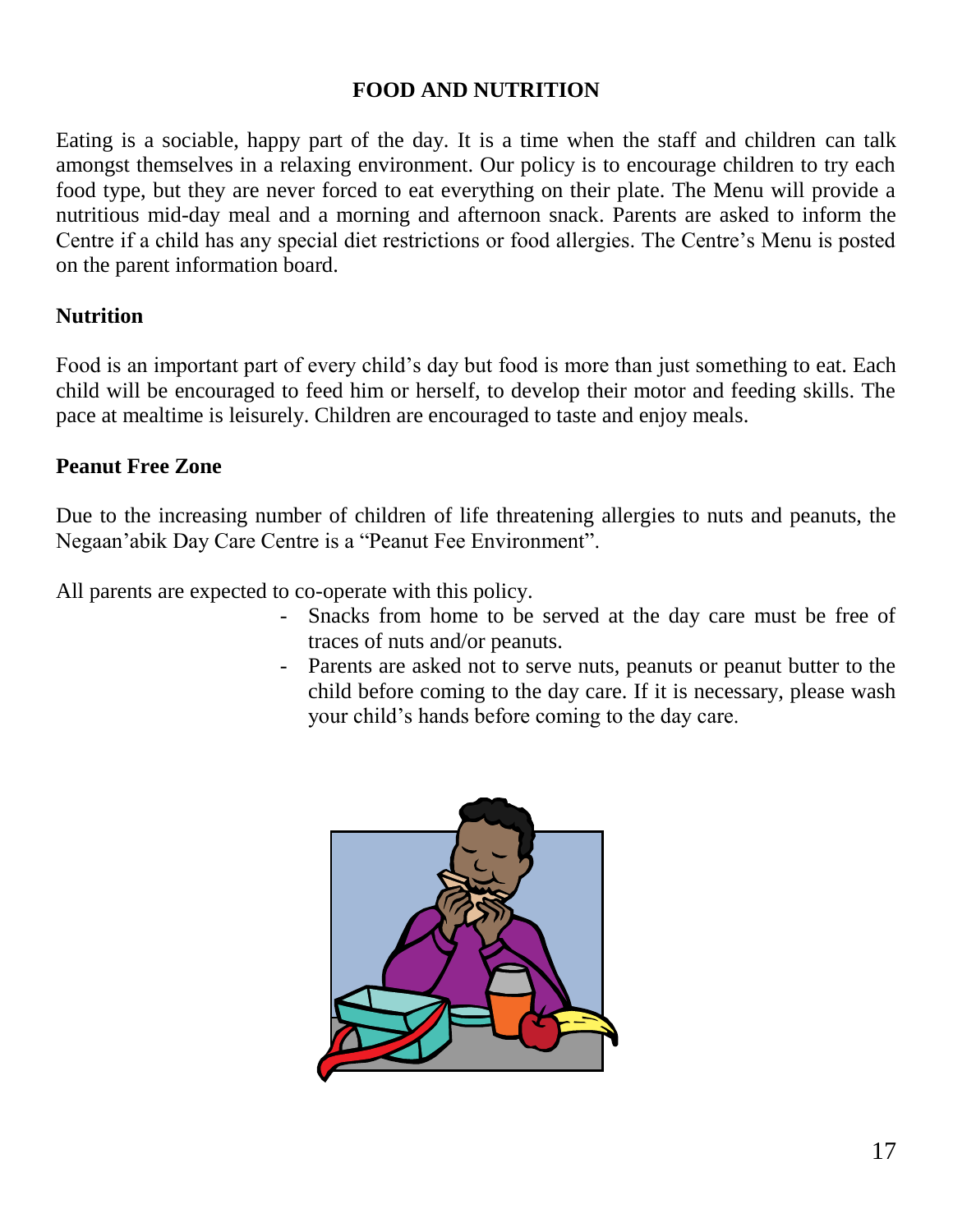# FOOD AND NUTRITION

Eating is a sociable, happy part of the day. It is a time when the staff and children can talk amongst themselves in a relaxing environment. Our policy is to encourage children to try each food type, but they are never forced to eat everything on their plate. The Menu will provide a nutritious mid-day meal and a morning and afternoon snack. Parents are asked to inform the Centre if a child has any special diet restrictions or food allergies. The Centre's Menu is posted on the parent information board.

## Nutrition

Food is an important part of every child's day but food is more than just something to eat. Each child will be encouraged to feed him or herself, to develop their motor and feeding skills. The pace at mealtime is leisurely. Children are encouraged to taste and enjoy meals.

## Peanut Free Zone

Due to the increasing number of children of life threatening allergies to nuts and peanuts, the Negaan'abik Day Care Centre is a "Peanut Fee Environment".

All parents are expected to co-operate with this policy.

- Snacks from home to be served at the day care must be free of traces of nuts and/or peanuts.
- Parents are asked not to serve nuts, peanuts or peanut butter to the child before coming to the day care. If it is necessary, please wash your child's hands before coming to the day care.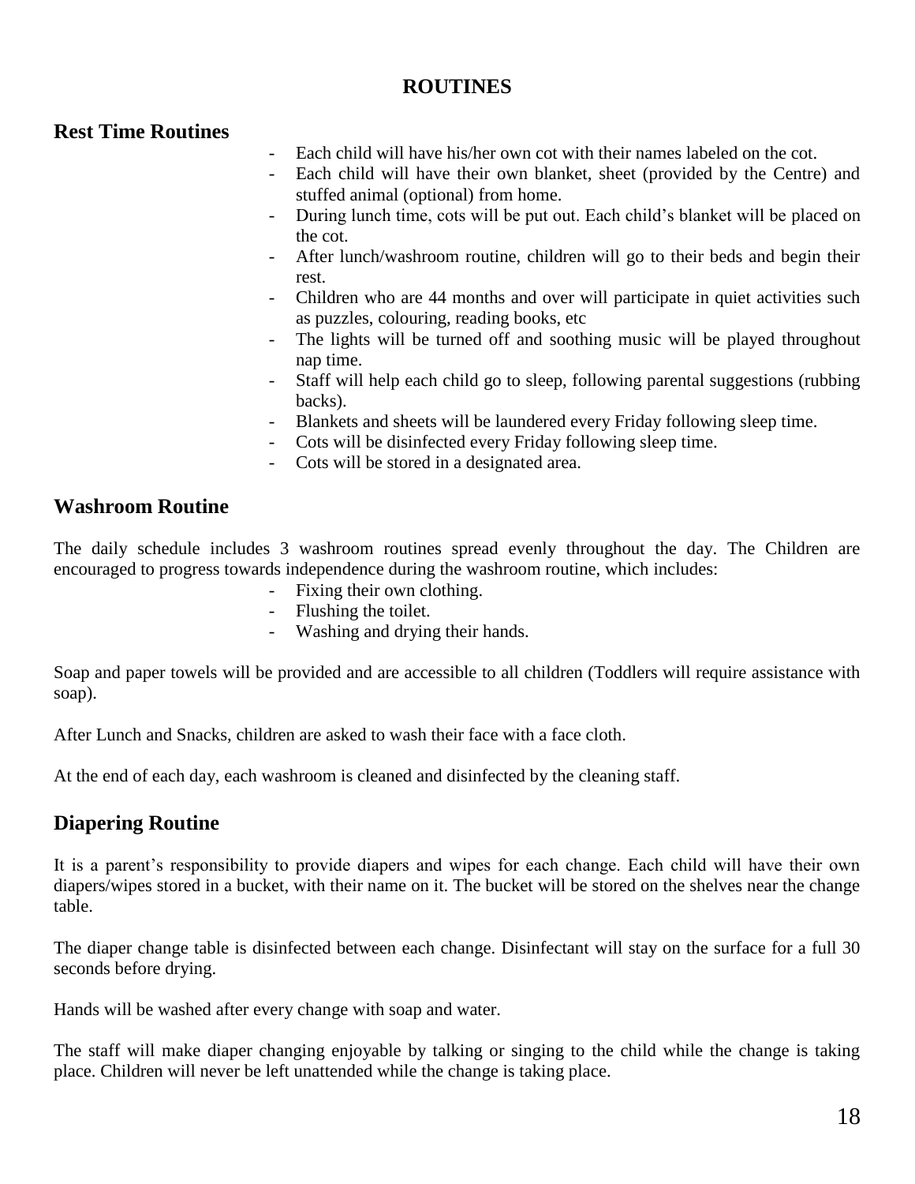# ROUTINES

## Rest Time Routines

- Each child will have his/her own cot with their names labeled on the cot.
- Each child will have their own blanket, sheet (provided by the Centre) and stuffed animal (optional) from home.
- During lunch time, cots will be put out. Each child's blanket will be placed on the cot.
- After lunch/washroom routine, children will go to their beds and begin their rest.
- Children who are 44 months and over will participate in quiet activities such as puzzles, colouring, reading books, etc
- The lights will be turned off and soothing music will be played throughout nap time.
- Staff will help each child go to sleep, following parental suggestions (rubbing backs).
- Blankets and sheets will be laundered every Friday following sleep time.
- Cots will be disinfected every Friday following sleep time.
- Cots will be stored in a designated area.

## Washroom Routine

The daily schedule includes 3 washroom routines spread evenly throughout the day. The Children are encouraged to progress towards independence during the washroom routine, which includes:

- Fixing their own clothing.
- Flushing the toilet.
- Washing and drying their hands.

Soap and paper towels will be provided and are accessible to all children (Toddlers will require assistance with soap).

After Lunch and Snacks, children are asked to wash their face with a face cloth.

At the end of each day, each washroom is cleaned and disinfected by the cleaning staff.

## Diapering Routine

It is a parent's responsibility to provide diapers and wipes for each change. Each child will have their own diapers/wipes stored in a bucket, with their name on it. The bucket will be stored on the shelves near the change table.

The diaper change table is disinfected between each change. Disinfectant will stay on the surface for a full 30 seconds before drying.

Hands will be washed after every change with soap and water.

The staff will make diaper changing enjoyable by talking or singing to the child while the change is taking place. Children will never be left unattended while the change is taking place.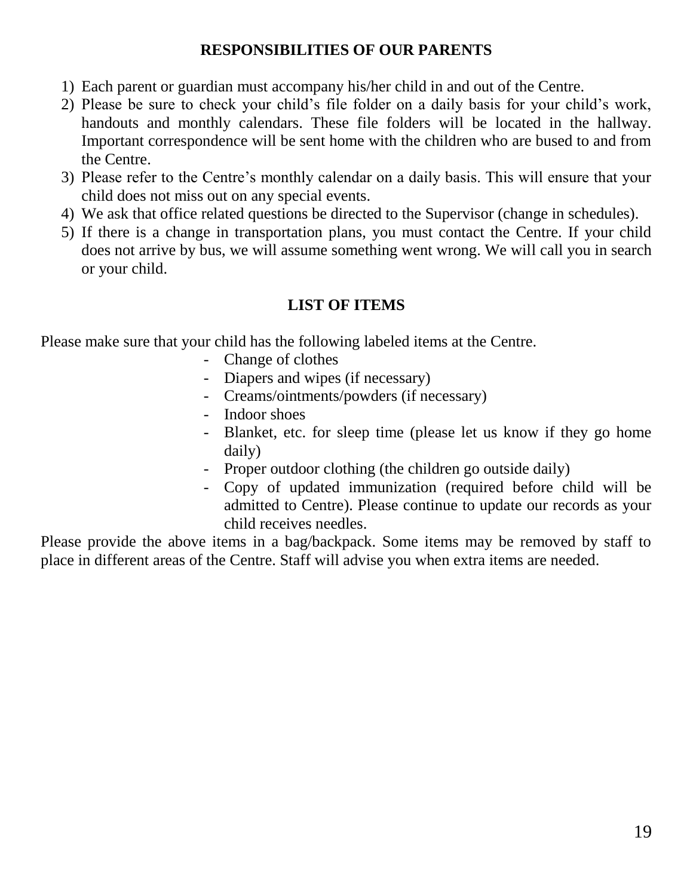## RESPONSIBILITIES OF OUR PARENTS

1) Each parent or guardian must accompany his/her child in and out of the Centre.
2) Please be sure to check your child's file folder on a daily basis for your child's work, handouts and monthly calendars. These file folders will be located in the hallway. Important correspondence will be sent home with the children who are bused to and from the Centre.
3) Please refer to the Centre's monthly calendar on a daily basis. This will ensure that your child does not miss out on any special events.
4) We ask that office related questions be directed to the Supervisor (change in schedules).
5) If there is a change in transportation plans, you must contact the Centre. If your child does not arrive by bus, we will assume something went wrong. We will call you in search or your child.

## LIST OF ITEMS

Please make sure that your child has the following labeled items at the Centre.

- Change of clothes
- Diapers and wipes (if necessary)
- Creams/ointments/powders (if necessary)
- Indoor shoes
- Blanket, etc. for sleep time (please let us know if they go home daily)
- Proper outdoor clothing (the children go outside daily)
- Copy of updated immunization (required before child will be admitted to Centre). Please continue to update our records as your child receives needles.

Please provide the above items in a bag/backpack. Some items may be removed by staff to place in different areas of the Centre. Staff will advise you when extra items are needed.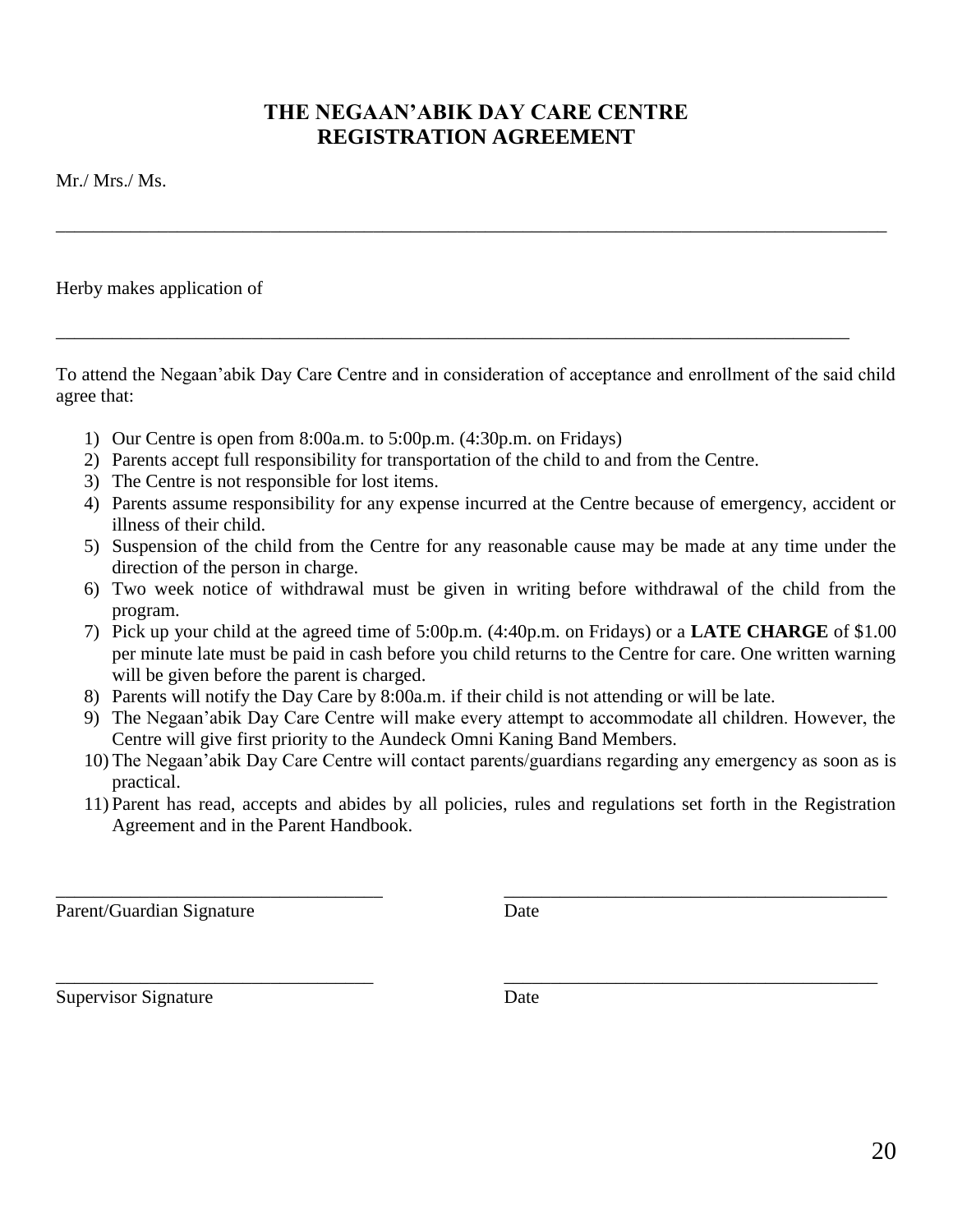# THE NEGAAN'ABIK DAY CARE CENTRE
# REGISTRATION AGREEMENT

Mr./ Mrs./ Ms.

_______________________________________________________________________________

Herby makes application of

_______________________________________________________________________________

To attend the Negaan'abik Day Care Centre and in consideration of acceptance and enrollment of the said child agree that:

1) Our Centre is open from 8:00a.m. to 5:00p.m. (4:30p.m. on Fridays)
2) Parents accept full responsibility for transportation of the child to and from the Centre.
3) The Centre is not responsible for lost items.
4) Parents assume responsibility for any expense incurred at the Centre because of emergency, accident or illness of their child.
5) Suspension of the child from the Centre for any reasonable cause may be made at any time under the direction of the person in charge.
6) Two week notice of withdrawal must be given in writing before withdrawal of the child from the program.
7) Pick up your child at the agreed time of 5:00p.m. (4:40p.m. on Fridays) or a **LATE CHARGE** of $1.00 per minute late must be paid in cash before you child returns to the Centre for care. One written warning will be given before the parent is charged.
8) Parents will notify the Day Care by 8:00a.m. if their child is not attending or will be late.
9) The Negaan'abik Day Care Centre will make every attempt to accommodate all children. However, the Centre will give first priority to the Aundeck Omni Kaning Band Members.
10) The Negaan'abik Day Care Centre will contact parents/guardians regarding any emergency as soon as is practical.
11) Parent has read, accepts and abides by all policies, rules and regulations set forth in the Registration Agreement and in the Parent Handbook.

___________________________________ ___________________________________

Parent/Guardian Signature Date

___________________________________ ___________________________________

Supervisor Signature Date